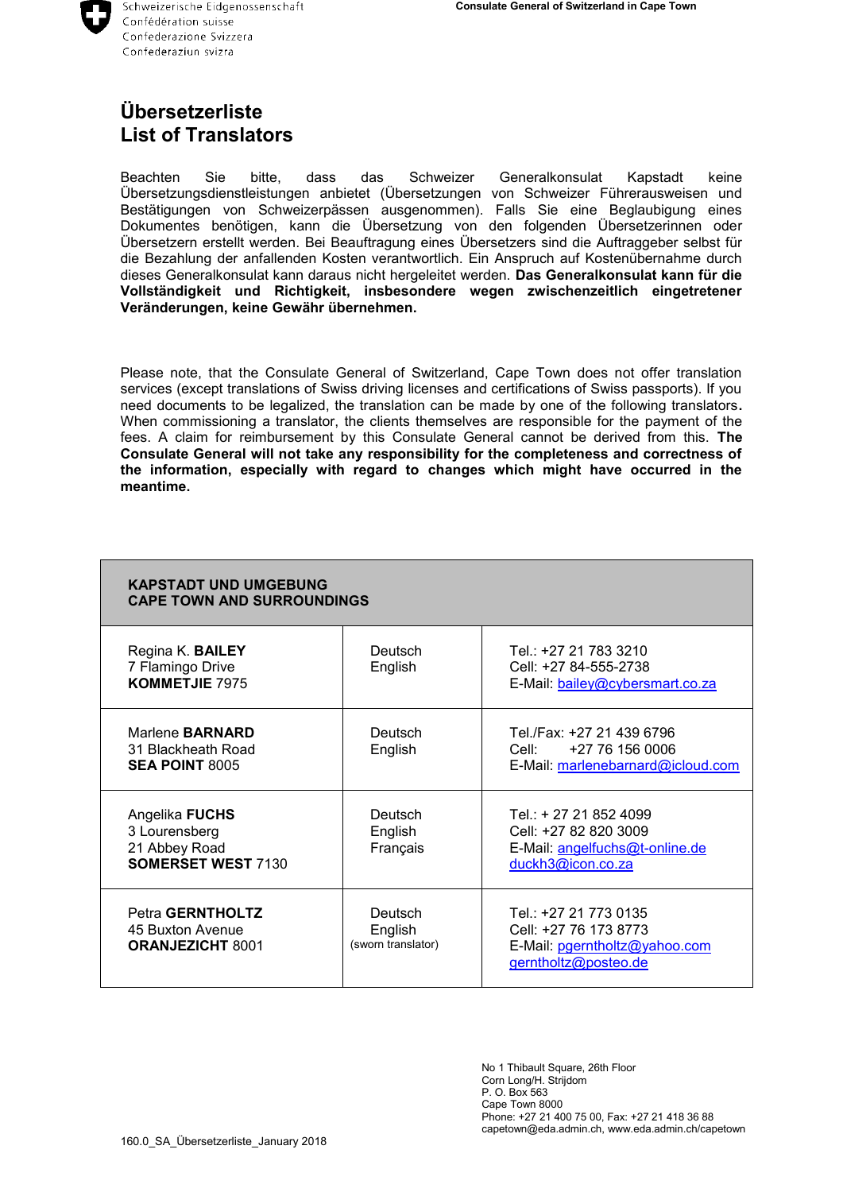Schweizerische Eidgenossenschaft
Confédération suisse
Confederazione Svizzera
Confederaziun svizra

**Consulate General of Switzerland in Cape Town**

# Übersetzerliste
# List of Translators

Beachten Sie bitte, dass das Schweizer Generalkonsulat Kapstadt keine Übersetzungsdienstleistungen anbietet (Übersetzungen von Schweizer Führerausweisen und Bestätigungen von Schweizerpässen ausgenommen). Falls Sie eine Beglaubigung eines Dokumentes benötigen, kann die Übersetzung von den folgenden Übersetzerinnen oder Übersetzern erstellt werden. Bei Beauftragung eines Übersetzers sind die Auftraggeber selbst für die Bezahlung der anfallenden Kosten verantwortlich. Ein Anspruch auf Kostenübernahme durch dieses Generalkonsulat kann daraus nicht hergeleitet werden. **Das Generalkonsulat kann für die Vollständigkeit und Richtigkeit, insbesondere wegen zwischenzeitlich eingetretener Veränderungen, keine Gewähr übernehmen.**

Please note, that the Consulate General of Switzerland, Cape Town does not offer translation services (except translations of Swiss driving licenses and certifications of Swiss passports). If you need documents to be legalized, the translation can be made by one of the following translators**.** When commissioning a translator, the clients themselves are responsible for the payment of the fees. A claim for reimbursement by this Consulate General cannot be derived from this. **The Consulate General will not take any responsibility for the completeness and correctness of the information, especially with regard to changes which might have occurred in the meantime.**

| **KAPSTADT UND UMGEBUNG<br>CAPE TOWN AND SURROUNDINGS** | | |
|---|---|---|
| Regina K. **BAILEY**<br>7 Flamingo Drive<br>**KOMMETJIE** 7975 | Deutsch<br>English | Tel.: +27 21 783 3210<br>Cell: +27 84-555-2738<br>E-Mail: bailey@cybersmart.co.za |
| Marlene **BARNARD**<br>31 Blackheath Road<br>**SEA POINT** 8005 | Deutsch<br>English | Tel./Fax: +27 21 439 6796<br>Cell: +27 76 156 0006<br>E-Mail: marlenebarnard@icloud.com |
| Angelika **FUCHS**<br>3 Lourensberg<br>21 Abbey Road<br>**SOMERSET WEST** 7130 | Deutsch<br>English<br>Français | Tel.: + 27 21 852 4099<br>Cell: +27 82 820 3009<br>E-Mail: angelfuchs@t-online.de<br>duckh3@icon.co.za |
| Petra **GERNTHOLTZ**<br>45 Buxton Avenue<br>**ORANJEZICHT** 8001 | Deutsch<br>English<br>(sworn translator) | Tel.: +27 21 773 0135<br>Cell: +27 76 173 8773<br>E-Mail: pgerntholtz@yahoo.com<br>gerntholtz@posteo.de |

No 1 Thibault Square, 26th Floor
Corn Long/H. Strijdom
P. O. Box 563
Cape Town 8000
Phone: +27 21 400 75 00, Fax: +27 21 418 36 88
capetown@eda.admin.ch, www.eda.admin.ch/capetown

160.0_SA_Übersetzerliste_January 2018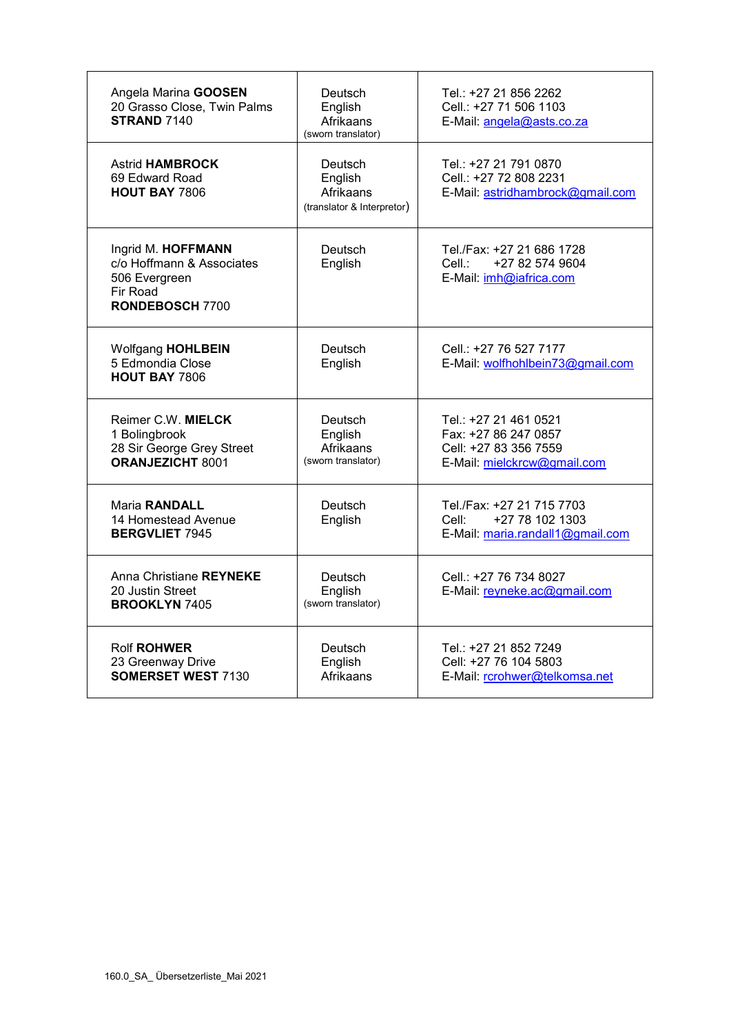| | | |
|---|---|---|
| Angela Marina **GOOSEN**<br>20 Grasso Close, Twin Palms<br>**STRAND** 7140 | Deutsch<br>English<br>Afrikaans<br>(sworn translator) | Tel.: +27 21 856 2262<br>Cell.: +27 71 506 1103<br>E-Mail: angela@asts.co.za |
| Astrid **HAMBROCK**<br>69 Edward Road<br>**HOUT BAY** 7806 | Deutsch<br>English<br>Afrikaans<br>(translator & Interpretor) | Tel.: +27 21 791 0870<br>Cell.: +27 72 808 2231<br>E-Mail: astridhambrock@gmail.com |
| Ingrid M. **HOFFMANN**<br>c/o Hoffmann & Associates<br>506 Evergreen<br>Fir Road<br>**RONDEBOSCH** 7700 | Deutsch<br>English | Tel./Fax: +27 21 686 1728<br>Cell.: +27 82 574 9604<br>E-Mail: imh@iafrica.com |
| Wolfgang **HOHLBEIN**<br>5 Edmondia Close<br>**HOUT BAY** 7806 | Deutsch<br>English | Cell.: +27 76 527 7177<br>E-Mail: wolfhohlbein73@gmail.com |
| Reimer C.W. **MIELCK**<br>1 Bolingbrook<br>28 Sir George Grey Street<br>**ORANJEZICHT** 8001 | Deutsch<br>English<br>Afrikaans<br>(sworn translator) | Tel.: +27 21 461 0521<br>Fax: +27 86 247 0857<br>Cell: +27 83 356 7559<br>E-Mail: mielckrcw@gmail.com |
| Maria **RANDALL**<br>14 Homestead Avenue<br>**BERGVLIET** 7945 | Deutsch<br>English | Tel./Fax: +27 21 715 7703<br>Cell: +27 78 102 1303<br>E-Mail: maria.randall1@gmail.com |
| Anna Christiane **REYNEKE**<br>20 Justin Street<br>**BROOKLYN** 7405 | Deutsch<br>English<br>(sworn translator) | Cell.: +27 76 734 8027<br>E-Mail: reyneke.ac@gmail.com |
| Rolf **ROHWER**<br>23 Greenway Drive<br>**SOMERSET WEST** 7130 | Deutsch<br>English<br>Afrikaans | Tel.: +27 21 852 7249<br>Cell: +27 76 104 5803<br>E-Mail: rcrohwer@telkomsa.net |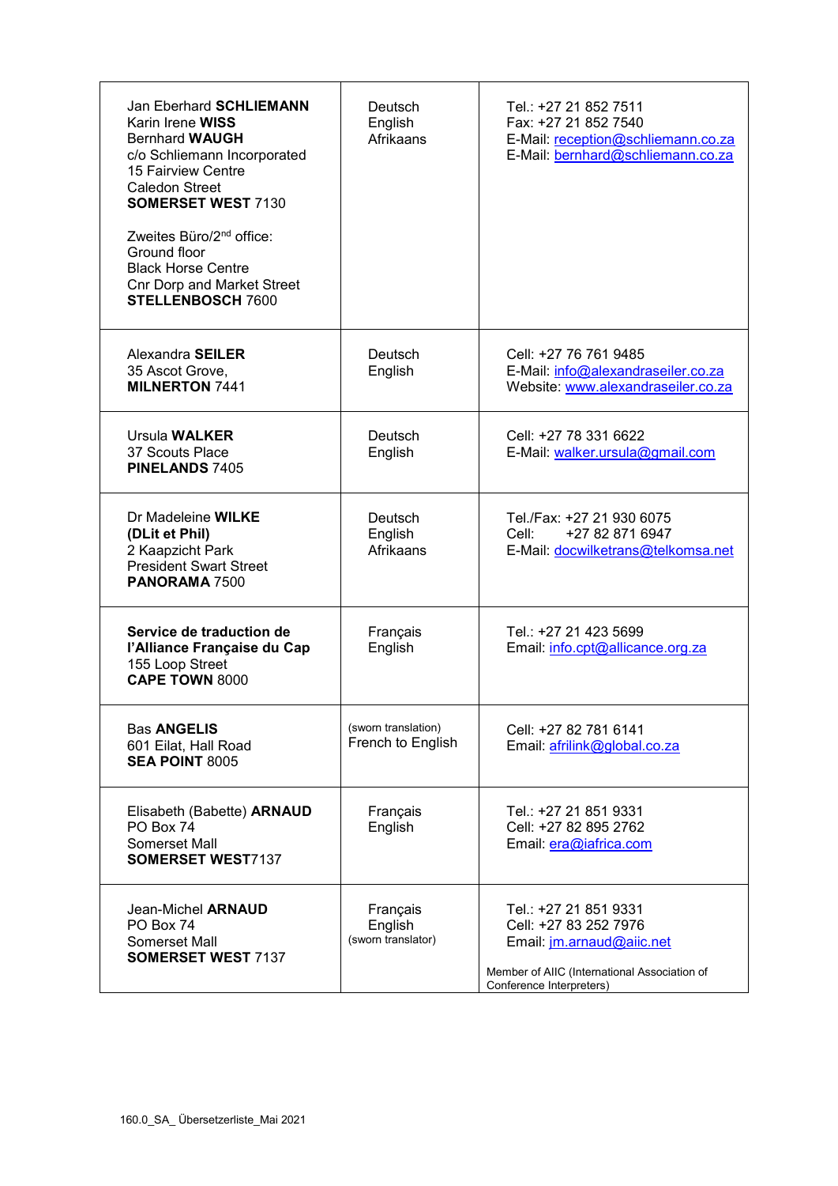| | | |
|---|---|---|
| Jan Eberhard **SCHLIEMANN**<br>Karin Irene **WISS**<br>Bernhard **WAUGH**<br>c/o Schliemann Incorporated<br>15 Fairview Centre<br>Caledon Street<br>**SOMERSET WEST** 7130<br><br>Zweites Büro/2nd office:<br>Ground floor<br>Black Horse Centre<br>Cnr Dorp and Market Street<br>**STELLENBOSCH** 7600 | Deutsch<br>English<br>Afrikaans | Tel.: +27 21 852 7511<br>Fax: +27 21 852 7540<br>E-Mail: reception@schliemann.co.za<br>E-Mail: bernhard@schliemann.co.za |
| Alexandra **SEILER**<br>35 Ascot Grove,<br>**MILNERTON** 7441 | Deutsch<br>English | Cell: +27 76 761 9485<br>E-Mail: info@alexandraseiler.co.za<br>Website: www.alexandraseiler.co.za |
| Ursula **WALKER**<br>37 Scouts Place<br>**PINELANDS** 7405 | Deutsch<br>English | Cell: +27 78 331 6622<br>E-Mail: walker.ursula@gmail.com |
| Dr Madeleine **WILKE**<br>**(DLit et Phil)**<br>2 Kaapzicht Park<br>President Swart Street<br>**PANORAMA** 7500 | Deutsch<br>English<br>Afrikaans | Tel./Fax: +27 21 930 6075<br>Cell: +27 82 871 6947<br>E-Mail: docwilketrans@telkomsa.net |
| **Service de traduction de l'Alliance Française du Cap**<br>155 Loop Street<br>**CAPE TOWN** 8000 | Français<br>English | Tel.: +27 21 423 5699<br>Email: info.cpt@allicance.org.za |
| Bas **ANGELIS**<br>601 Eilat, Hall Road<br>**SEA POINT** 8005 | (sworn translation)<br>French to English | Cell: +27 82 781 6141<br>Email: afrilink@global.co.za |
| Elisabeth (Babette) **ARNAUD**<br>PO Box 74<br>Somerset Mall<br>**SOMERSET WEST**7137 | Français<br>English | Tel.: +27 21 851 9331<br>Cell: +27 82 895 2762<br>Email: era@iafrica.com |
| Jean-Michel **ARNAUD**<br>PO Box 74<br>Somerset Mall<br>**SOMERSET WEST** 7137 | Français<br>English<br>(sworn translator) | Tel.: +27 21 851 9331<br>Cell: +27 83 252 7976<br>Email: jm.arnaud@aiic.net<br><br>Member of AIIC (International Association of Conference Interpreters) |

160.0_SA_ Übersetzerliste_Mai 2021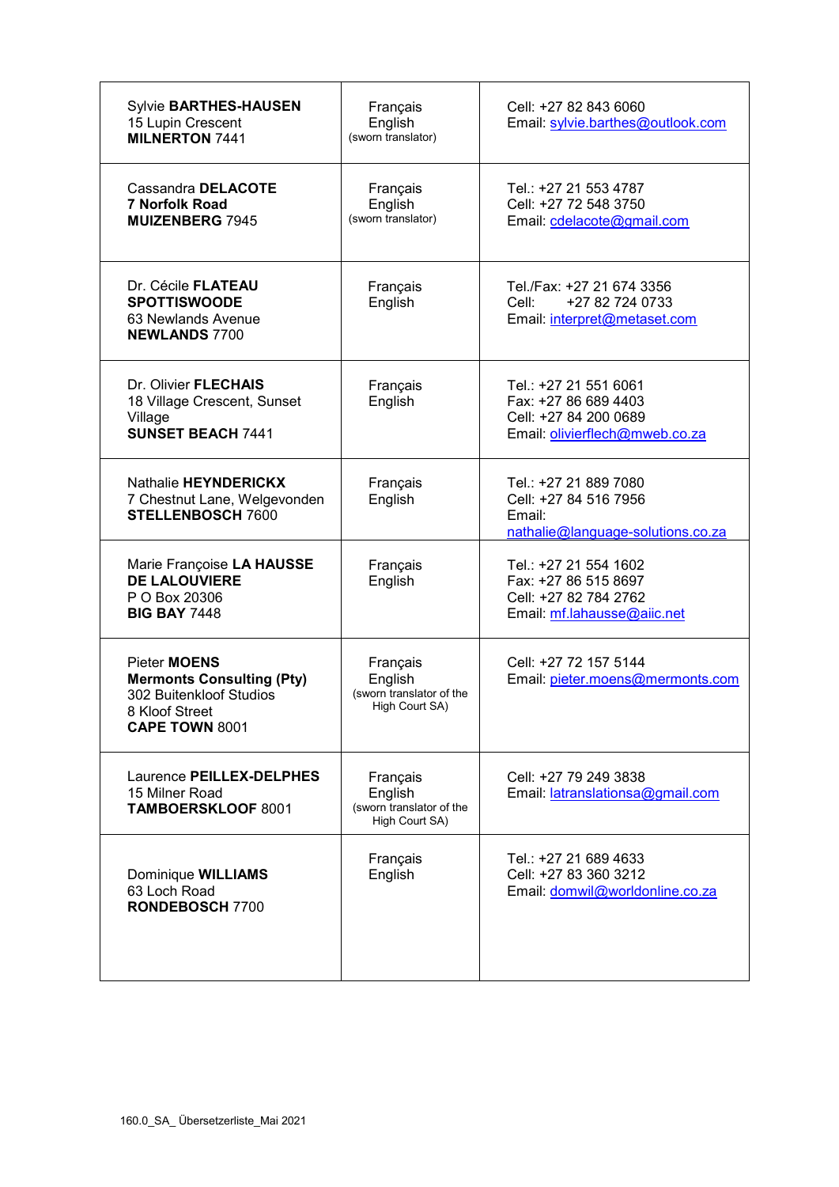| | | |
|---|---|---|
| Sylvie **BARTHES-HAUSEN**<br>15 Lupin Crescent<br>**MILNERTON** 7441 | Français<br>English<br>(sworn translator) | Cell: +27 82 843 6060<br>Email: sylvie.barthes@outlook.com |
| Cassandra **DELACOTE**<br>**7 Norfolk Road**<br>**MUIZENBERG** 7945 | Français<br>English<br>(sworn translator) | Tel.: +27 21 553 4787<br>Cell: +27 72 548 3750<br>Email: cdelacote@gmail.com |
| Dr. Cécile **FLATEAU SPOTTISWOODE**<br>63 Newlands Avenue<br>**NEWLANDS** 7700 | Français<br>English | Tel./Fax: +27 21 674 3356<br>Cell: +27 82 724 0733<br>Email: interpret@metaset.com |
| Dr. Olivier **FLECHAIS**<br>18 Village Crescent, Sunset Village<br>**SUNSET BEACH** 7441 | Français<br>English | Tel.: +27 21 551 6061<br>Fax: +27 86 689 4403<br>Cell: +27 84 200 0689<br>Email: olivierflech@mweb.co.za |
| Nathalie **HEYNDERICKX**<br>7 Chestnut Lane, Welgevonden<br>**STELLENBOSCH** 7600 | Français<br>English | Tel.: +27 21 889 7080<br>Cell: +27 84 516 7956<br>Email: nathalie@language-solutions.co.za |
| Marie Françoise **LA HAUSSE DE LALOUVIERE**<br>P O Box 20306<br>**BIG BAY** 7448 | Français<br>English | Tel.: +27 21 554 1602<br>Fax: +27 86 515 8697<br>Cell: +27 82 784 2762<br>Email: mf.lahausse@aiic.net |
| Pieter **MOENS**<br>**Mermonts Consulting (Pty)**<br>302 Buitenkloof Studios<br>8 Kloof Street<br>**CAPE TOWN** 8001 | Français<br>English<br>(sworn translator of the High Court SA) | Cell: +27 72 157 5144<br>Email: pieter.moens@mermonts.com |
| Laurence **PEILLEX-DELPHES**<br>15 Milner Road<br>**TAMBOERSKLOOF** 8001 | Français<br>English<br>(sworn translator of the High Court SA) | Cell: +27 79 249 3838<br>Email: latranslationsa@gmail.com |
| Dominique **WILLIAMS**<br>63 Loch Road<br>**RONDEBOSCH** 7700 | Français<br>English | Tel.: +27 21 689 4633<br>Cell: +27 83 360 3212<br>Email: domwil@worldonline.co.za |

160.0_SA_ Übersetzerliste_Mai 2021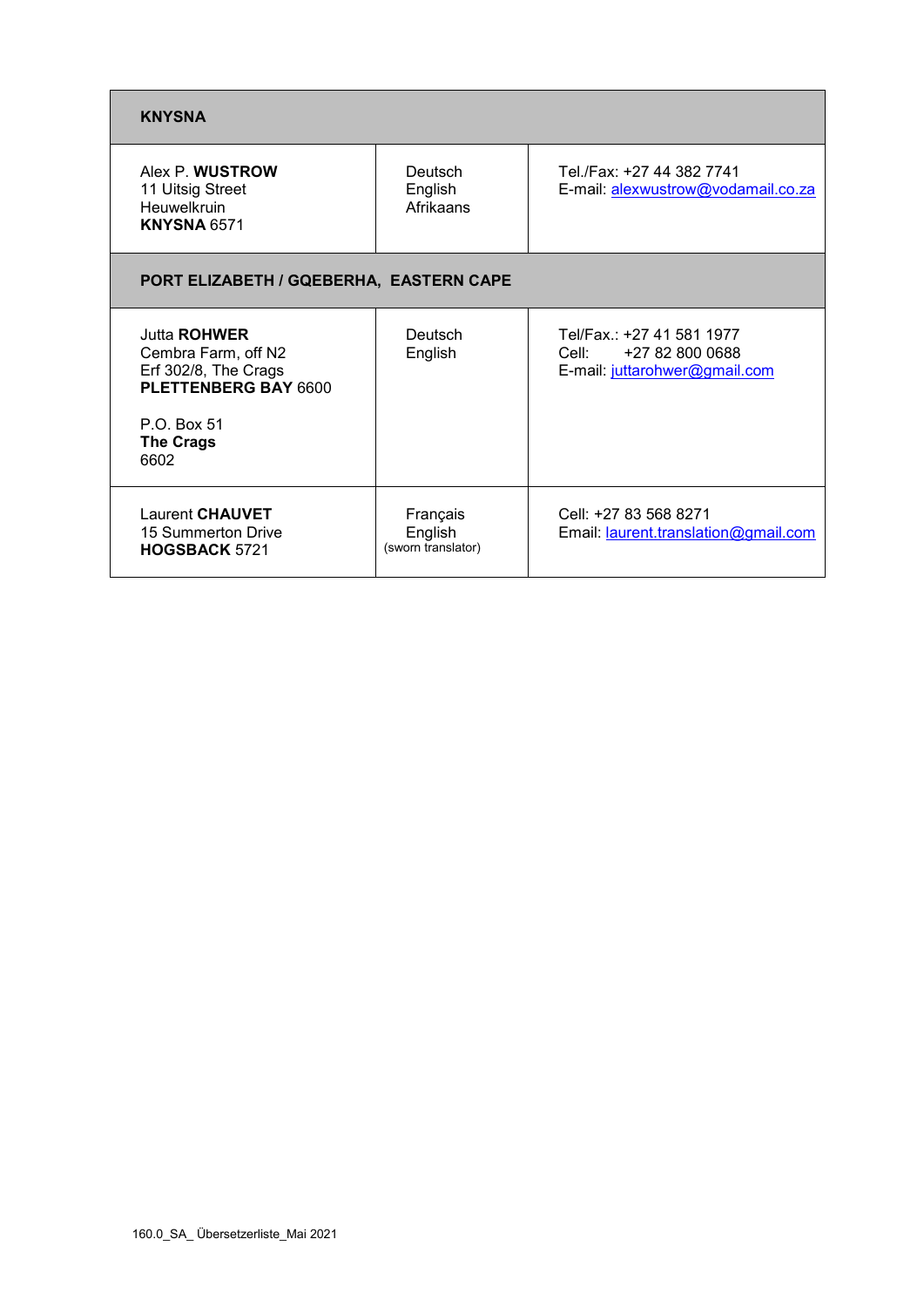| | | |
|---|---|---|
| **KNYSNA** | | |
| Alex P. **WUSTROW**<br>11 Uitsig Street<br>Heuwelkruin<br>**KNYSNA** 6571 | Deutsch<br>English<br>Afrikaans | Tel./Fax: +27 44 382 7741<br>E-mail: alexwustrow@vodamail.co.za |
| **PORT ELIZABETH / GQEBERHA, EASTERN CAPE** | | |
| Jutta **ROHWER**<br>Cembra Farm, off N2<br>Erf 302/8, The Crags<br>**PLETTENBERG BAY** 6600<br><br>P.O. Box 51<br>**The Crags**<br>6602 | Deutsch<br>English | Tel/Fax.: +27 41 581 1977<br>Cell: +27 82 800 0688<br>E-mail: juttarohwer@gmail.com |
| Laurent **CHAUVET**<br>15 Summerton Drive<br>**HOGSBACK** 5721 | Français<br>English<br>(sworn translator) | Cell: +27 83 568 8271<br>Email: laurent.translation@gmail.com |

160.0_SA_ Übersetzerliste_Mai 2021